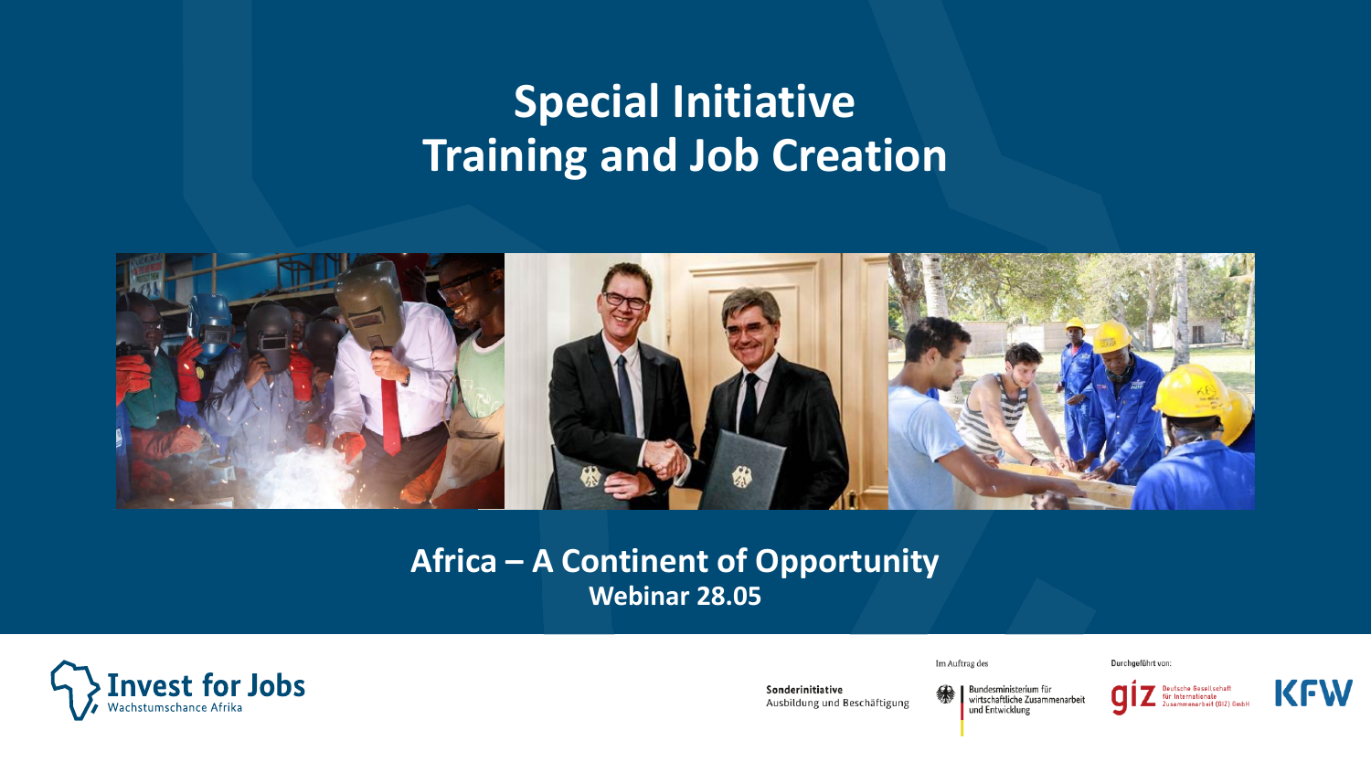# Special Initiative Training and Job Creation

## Africa – A Continent of Opportunity

**Webinar 28.05**

Invest for Jobs
Wachstumschance Afrika

Sonderinitiative
Ausbildung und Beschäftigung

Im Auftrag des

Bundesministerium für wirtschaftliche Zusammenarbeit und Entwicklung

Durchgeführt von:

giz Deutsche Gesellschaft für Internationale Zusammenarbeit (GIZ) GmbH

KFW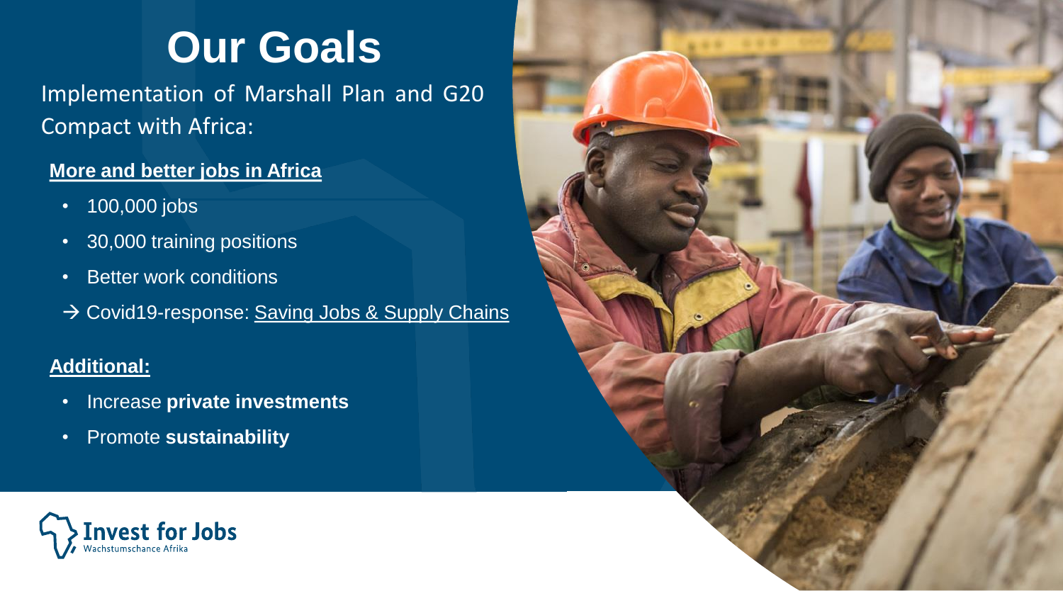# Our Goals

Implementation of Marshall Plan and G20 Compact with Africa:

**More and better jobs in Africa**

- 100,000 jobs
- 30,000 training positions
- Better work conditions

→ Covid19-response: Saving Jobs & Supply Chains

**Additional:**

- Increase **private investments**
- Promote **sustainability**

Invest for Jobs
Wachstumschance Afrika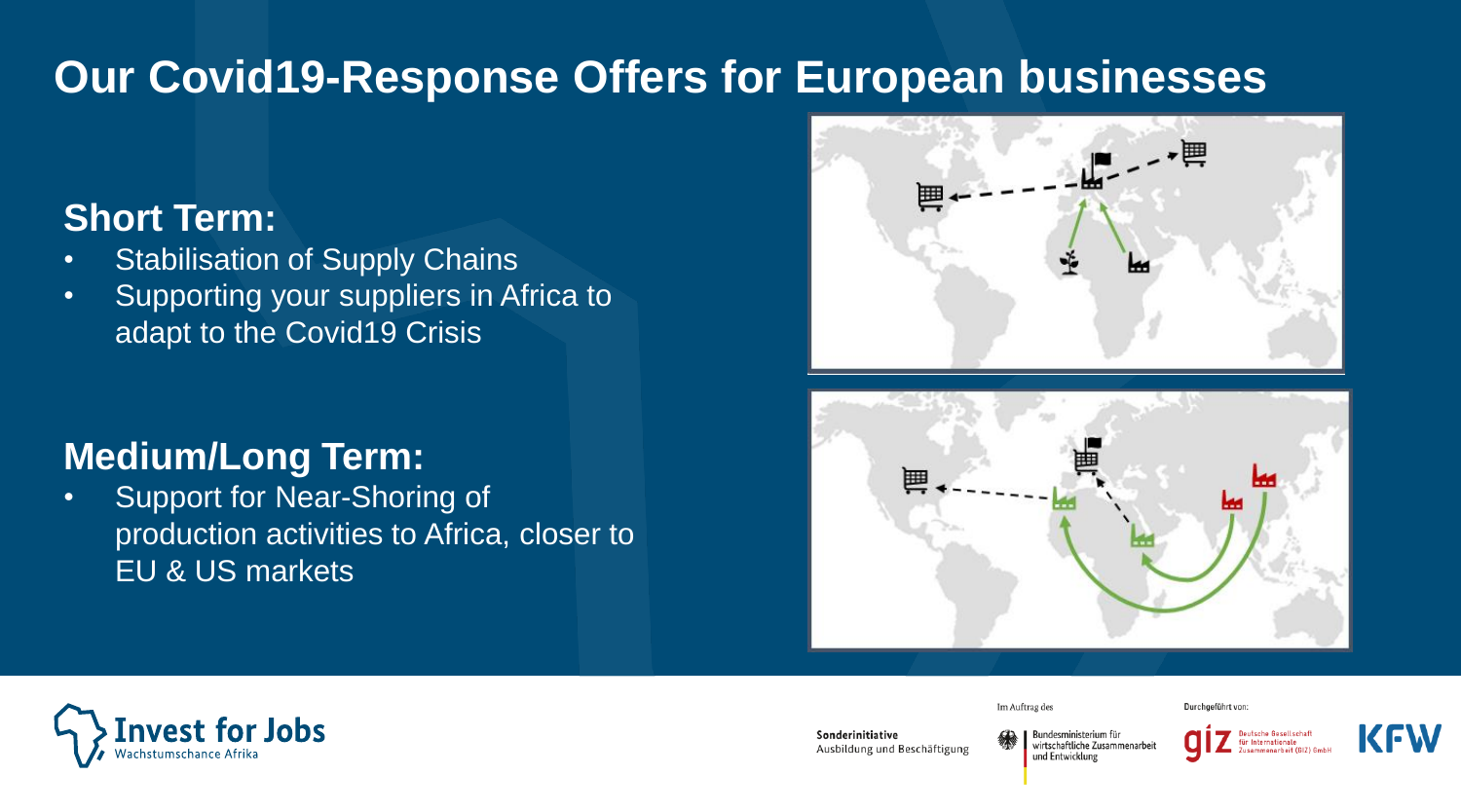# Our Covid19-Response Offers for European businesses

## Short Term:

- Stabilisation of Supply Chains
- Supporting your suppliers in Africa to adapt to the Covid19 Crisis

## Medium/Long Term:

- Support for Near-Shoring of production activities to Africa, closer to EU & US markets

Invest for Jobs
Wachstumschance Afrika

Sonderinitiative
Ausbildung und Beschäftigung

Im Auftrag des

Bundesministerium für wirtschaftliche Zusammenarbeit und Entwicklung

Durchgeführt von:

giz Deutsche Gesellschaft für Internationale Zusammenarbeit (GIZ) GmbH

KFW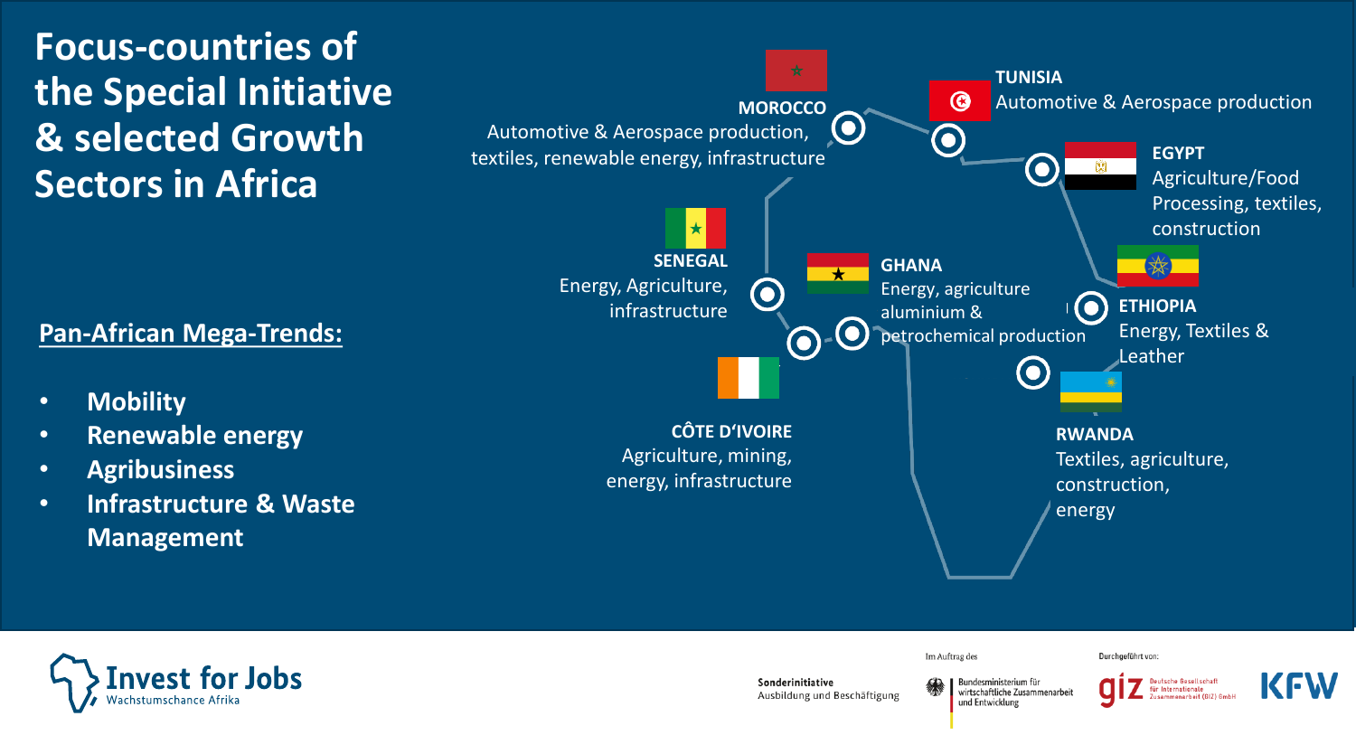# Focus-countries of the Special Initiative & selected Growth Sectors in Africa

## Pan-African Mega-Trends:

- **Mobility**
- **Renewable energy**
- **Agribusiness**
- **Infrastructure & Waste Management**

**MOROCCO**
Automotive & Aerospace production, textiles, renewable energy, infrastructure

**TUNISIA**
Automotive & Aerospace production

**EGYPT**
Agriculture/Food Processing, textiles, construction

**SENEGAL**
Energy, Agriculture, infrastructure

**GHANA**
Energy, agriculture aluminium & petrochemical production

**ETHIOPIA**
Energy, Textiles & Leather

**CÔTE D'IVOIRE**
Agriculture, mining, energy, infrastructure

**RWANDA**
Textiles, agriculture, construction, energy

Invest for Jobs
Wachstumschance Afrika

Sonderinitiative
Ausbildung und Beschäftigung

Im Auftrag des
Bundesministerium für wirtschaftliche Zusammenarbeit und Entwicklung

Durchgeführt von:
giz Deutsche Gesellschaft für Internationale Zusammenarbeit (GIZ) GmbH

KFW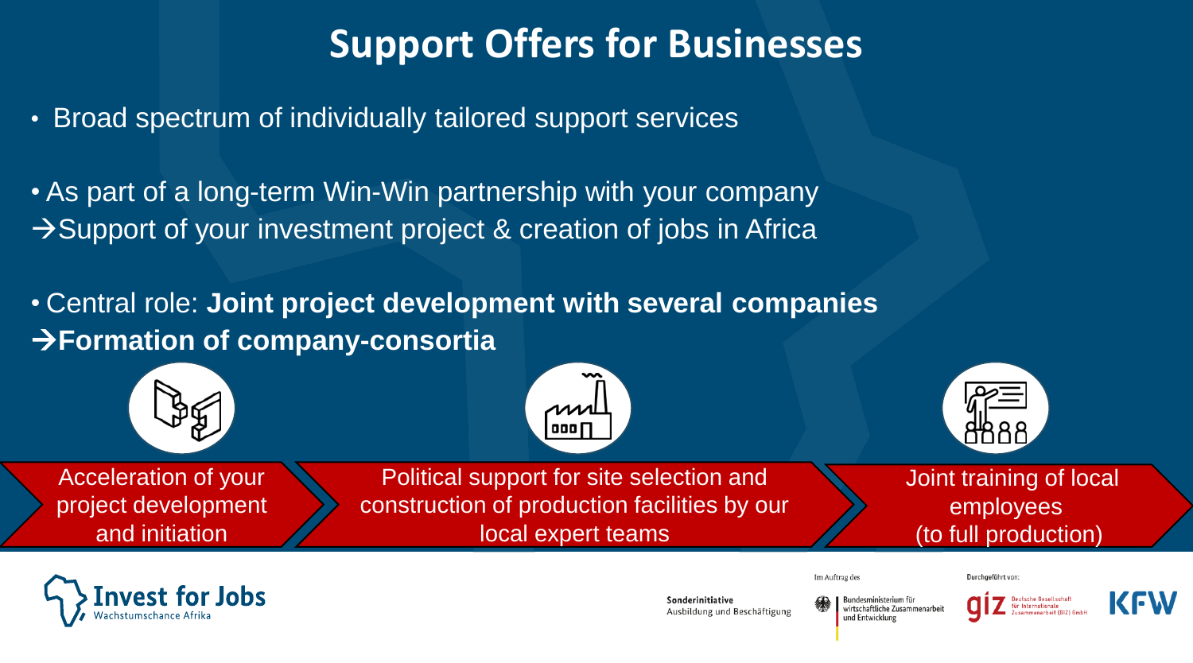# Support Offers for Businesses

- Broad spectrum of individually tailored support services

- As part of a long-term Win-Win partnership with your company
→Support of your investment project & creation of jobs in Africa

- Central role: **Joint project development with several companies**
**→Formation of company-consortia**

Acceleration of your project development and initiation

Political support for site selection and construction of production facilities by our local expert teams

Joint training of local employees (to full production)

Invest for Jobs
Wachstumschance Afrika

Sonderinitiative
Ausbildung und Beschäftigung

Im Auftrag des
Bundesministerium für wirtschaftliche Zusammenarbeit und Entwicklung

Durchgeführt von:
giz Deutsche Gesellschaft für Internationale Zusammenarbeit (GIZ) GmbH
KFW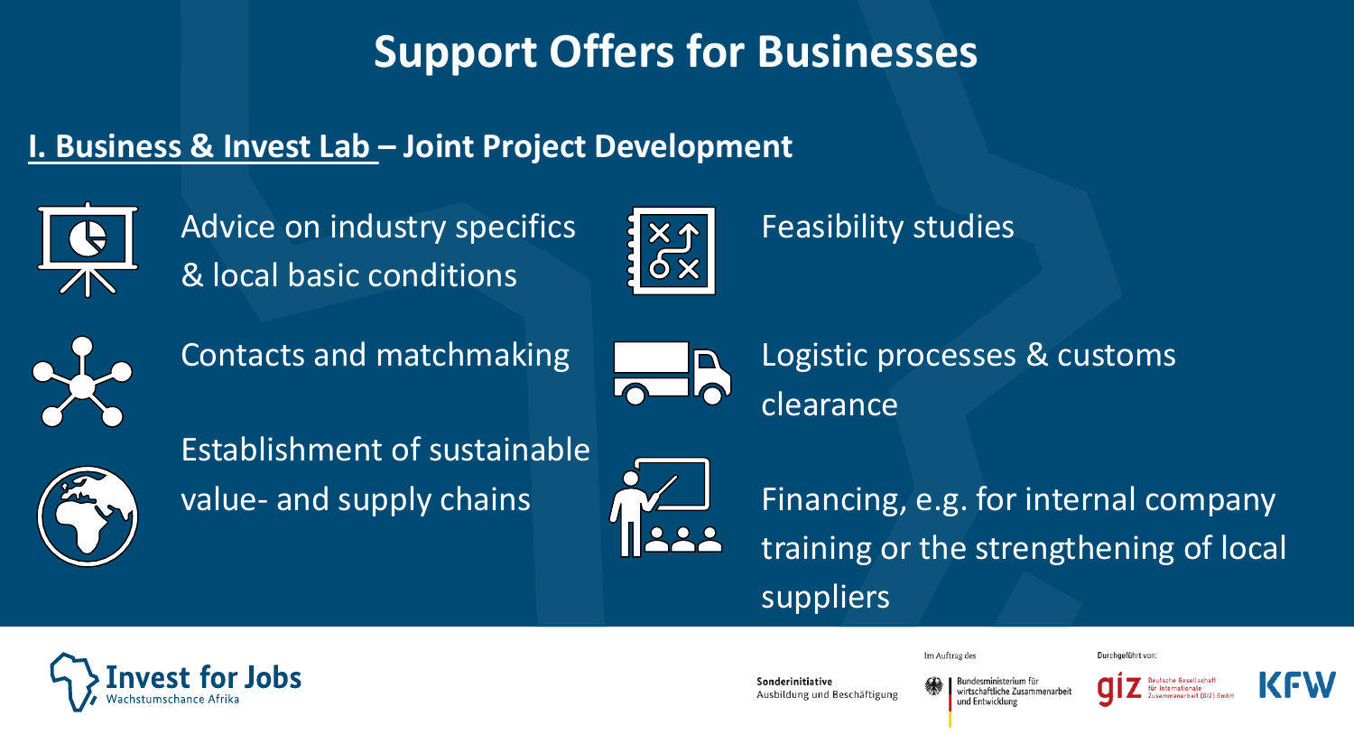# Support Offers for Businesses

## I. Business & Invest Lab – Joint Project Development

- Advice on industry specifics & local basic conditions
- Feasibility studies
- Contacts and matchmaking
- Logistic processes & customs clearance
- Establishment of sustainable value- and supply chains
- Financing, e.g. for internal company training or the strengthening of local suppliers

Invest for Jobs
Wachstumschance Afrika

Sonderinitiative
Ausbildung und Beschäftigung

Im Auftrag des
Bundesministerium für wirtschaftliche Zusammenarbeit und Entwicklung

Durchgeführt von:
giz Deutsche Gesellschaft für Internationale Zusammenarbeit (GIZ) GmbH

KFW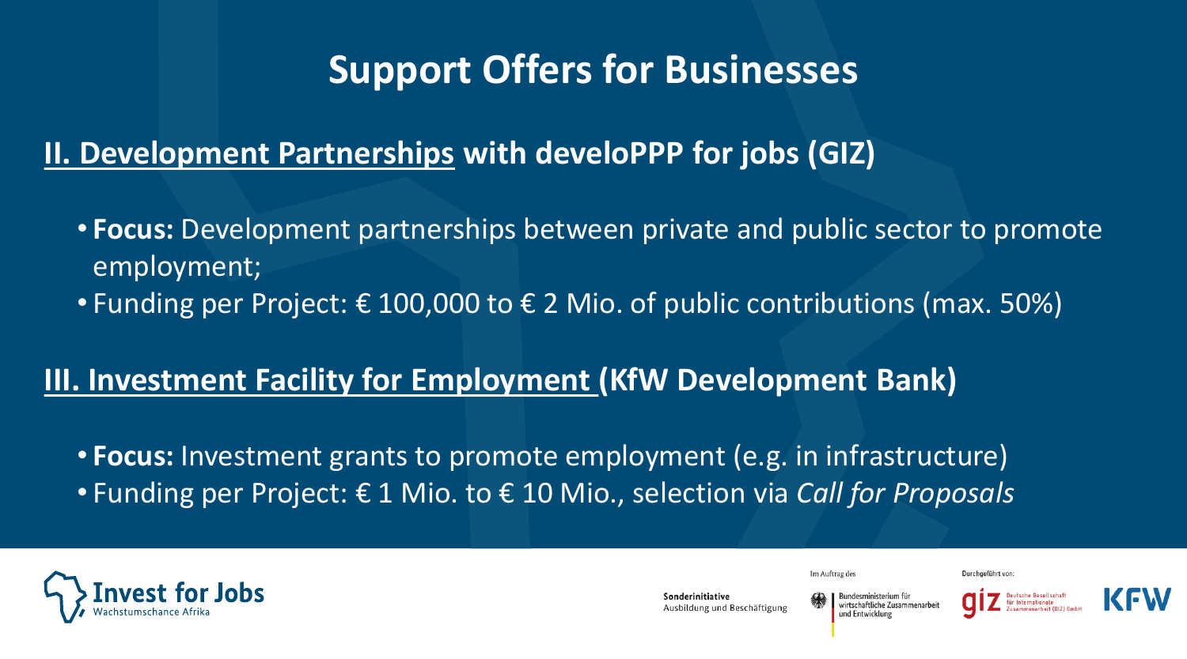# Support Offers for Businesses

## II. Development Partnerships with develoPPP for jobs (GIZ)

- **Focus:** Development partnerships between private and public sector to promote employment;
- Funding per Project: € 100,000 to € 2 Mio. of public contributions (max. 50%)

## III. Investment Facility for Employment (KfW Development Bank)

- **Focus:** Investment grants to promote employment (e.g. in infrastructure)
- Funding per Project: € 1 Mio. to € 10 Mio., selection via *Call for Proposals*

Invest for Jobs
Wachstumschance Afrika

**Sonderinitiative**
Ausbildung und Beschäftigung

Im Auftrag des
Bundesministerium für wirtschaftliche Zusammenarbeit und Entwicklung

Durchgeführt von:
giz Deutsche Gesellschaft für Internationale Zusammenarbeit (GIZ) GmbH
KFW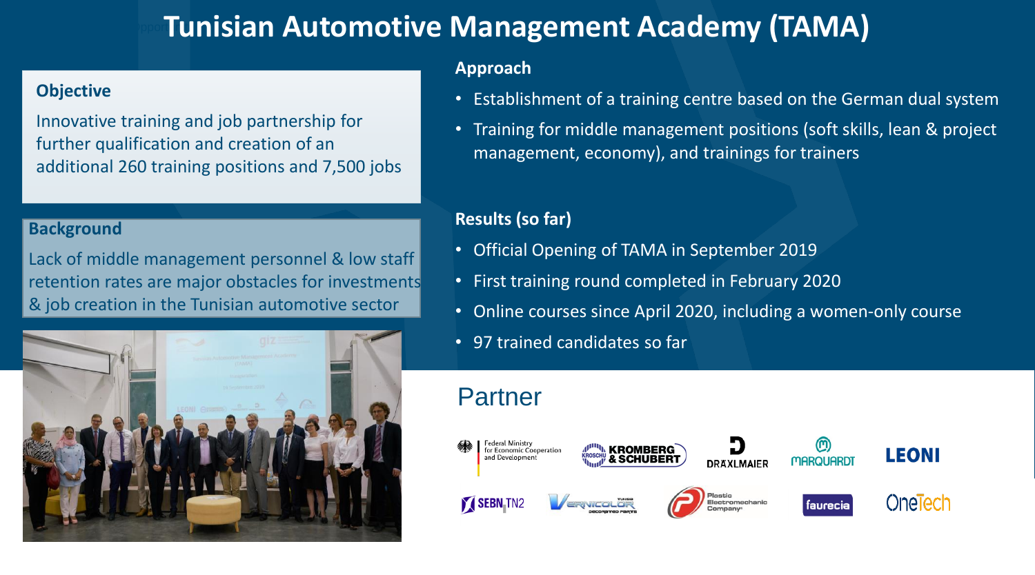# Tunisian Automotive Management Academy (TAMA)

### Objective

Innovative training and job partnership for further qualification and creation of an additional 260 training positions and 7,500 jobs

### Background

Lack of middle management personnel & low staff retention rates are major obstacles for investments & job creation in the Tunisian automotive sector

### Approach

- Establishment of a training centre based on the German dual system
- Training for middle management positions (soft skills, lean & project management, economy), and trainings for trainers

### Results (so far)

- Official Opening of TAMA in September 2019
- First training round completed in February 2020
- Online courses since April 2020, including a women-only course
- 97 trained candidates so far

## Partner

Federal Ministry for Economic Cooperation and Development, Kromberg & Schubert, Dräxlmaier, Marquardt, LEONI, SEBN TN2, Vernicolor, Plastic Electromechanic Company, faurecia, OneTech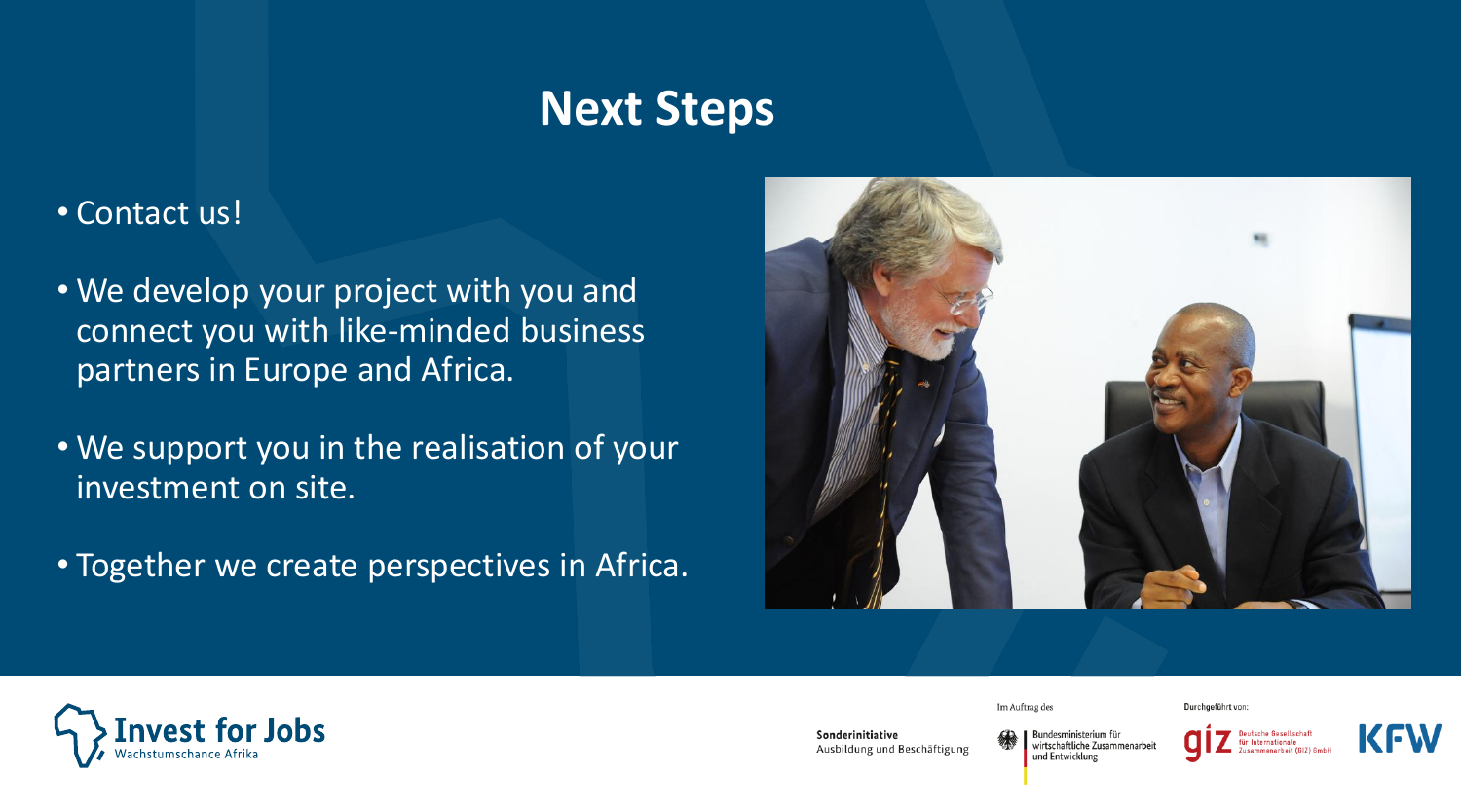# Next Steps

- Contact us!
- We develop your project with you and connect you with like-minded business partners in Europe and Africa.
- We support you in the realisation of your investment on site.
- Together we create perspectives in Africa.

Invest for Jobs
Wachstumschance Afrika

Sonderinitiative
Ausbildung und Beschäftigung

Im Auftrag des

Bundesministerium für wirtschaftliche Zusammenarbeit und Entwicklung

Durchgeführt von:

giz Deutsche Gesellschaft für Internationale Zusammenarbeit (GIZ) GmbH

KfW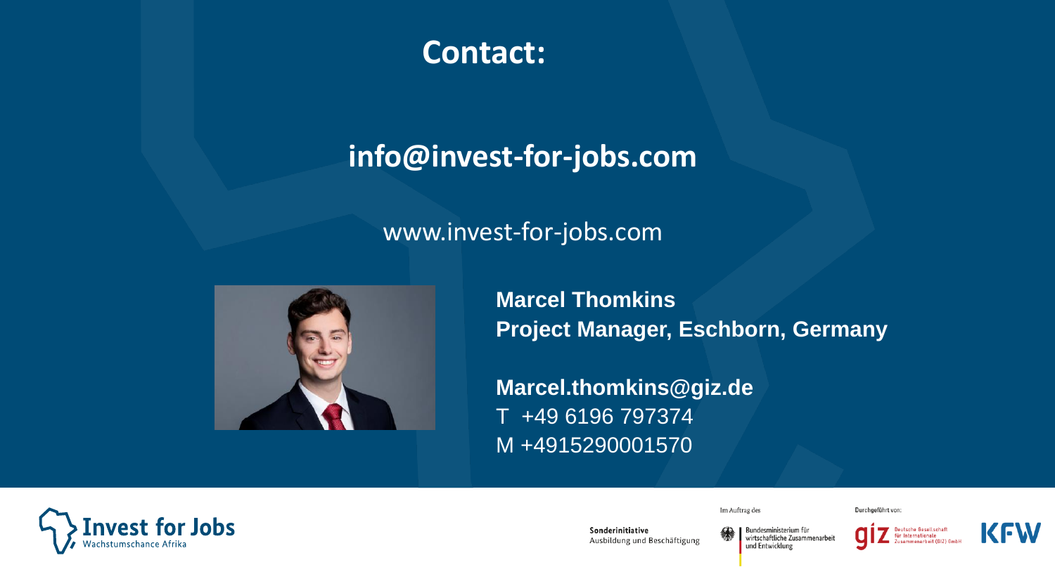# Contact:

**info@invest-for-jobs.com**

www.invest-for-jobs.com

**Marcel Thomkins**
**Project Manager, Eschborn, Germany**

**Marcel.thomkins@giz.de**
T +49 6196 797374
M +4915290001570

Invest for Jobs
Wachstumschance Afrika

**Sonderinitiative**
Ausbildung und Beschäftigung

Im Auftrag des

Bundesministerium für wirtschaftliche Zusammenarbeit und Entwicklung

Durchgeführt von:

giz Deutsche Gesellschaft für Internationale Zusammenarbeit (GIZ) GmbH

KFW